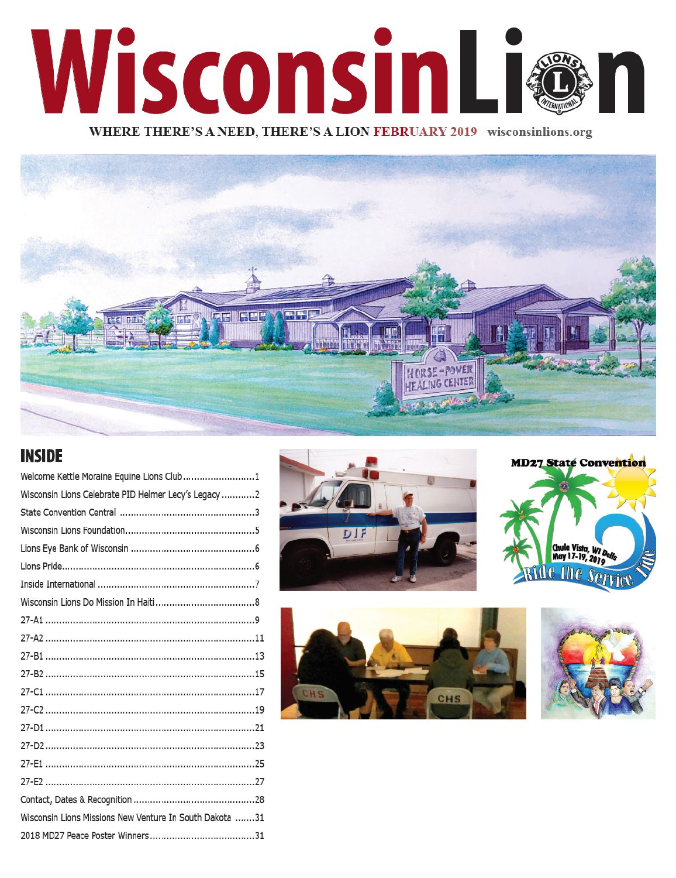# Wisconsin Lion

WHERE THERE'S A NEED, THERE'S A LION FEBRUARY 2019 wisconsinlions.org

## INSIDE

| | |
|---|---|
| Welcome Kettle Moraine Equine Lions Club | 1 |
| Wisconsin Lions Celebrate PID Helmer Lecy's Legacy | 2 |
| State Convention Central | 3 |
| Wisconsin Lions Foundation | 5 |
| Lions Eye Bank of Wisconsin | 6 |
| Lions Pride | 6 |
| Inside International | 7 |
| Wisconsin Lions Do Mission In Haiti | 8 |
| 27-A1 | 9 |
| 27-A2 | 11 |
| 27-B1 | 13 |
| 27-B2 | 15 |
| 27-C1 | 17 |
| 27-C2 | 19 |
| 27-D1 | 21 |
| 27-D2 | 23 |
| 27-E1 | 25 |
| 27-E2 | 27 |
| Contact, Dates & Recognition | 28 |
| Wisconsin Lions Missions New Venture In South Dakota | 31 |
| 2018 MD27 Peace Poster Winners | 31 |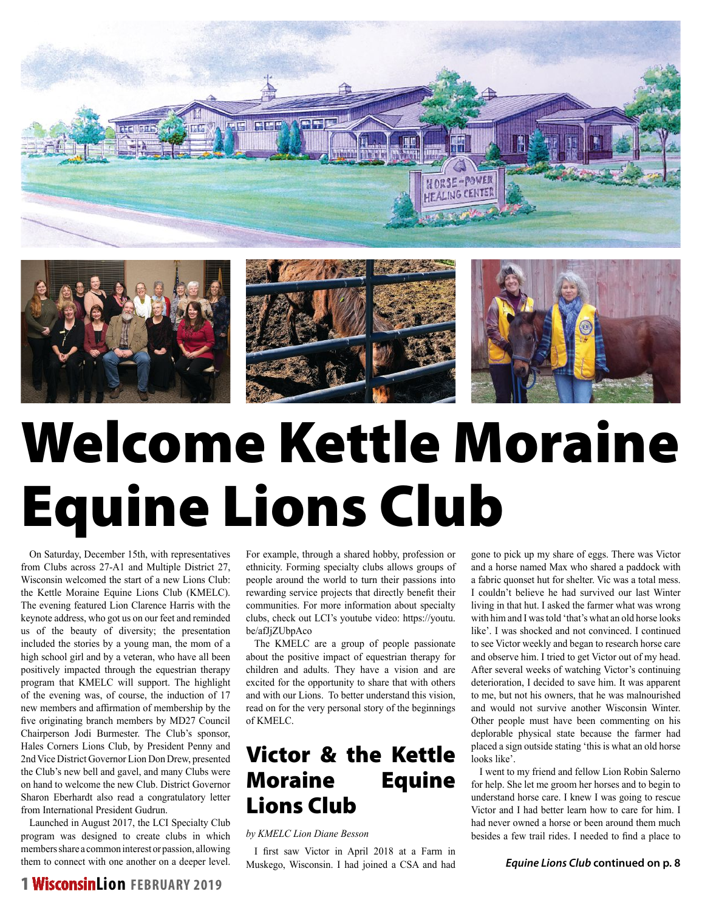# Welcome Kettle Moraine Equine Lions Club

On Saturday, December 15th, with representatives from Clubs across 27-A1 and Multiple District 27, Wisconsin welcomed the start of a new Lions Club: the Kettle Moraine Equine Lions Club (KMELC). The evening featured Lion Clarence Harris with the keynote address, who got us on our feet and reminded us of the beauty of diversity; the presentation included the stories by a young man, the mom of a high school girl and by a veteran, who have all been positively impacted through the equestrian therapy program that KMELC will support. The highlight of the evening was, of course, the induction of 17 new members and affirmation of membership by the five originating branch members by MD27 Council Chairperson Jodi Burmester. The Club's sponsor, Hales Corners Lions Club, by President Penny and 2nd Vice District Governor Lion Don Drew, presented the Club's new bell and gavel, and many Clubs were on hand to welcome the new Club. District Governor Sharon Eberhardt also read a congratulatory letter from International President Gudrun.

Launched in August 2017, the LCI Specialty Club program was designed to create clubs in which members share a common interest or passion, allowing them to connect with one another on a deeper level. For example, through a shared hobby, profession or ethnicity. Forming specialty clubs allows groups of people around the world to turn their passions into rewarding service projects that directly benefit their communities. For more information about specialty clubs, check out LCI's youtube video: https://youtu.be/afJjZUbpAco

The KMELC are a group of people passionate about the positive impact of equestrian therapy for children and adults. They have a vision and are excited for the opportunity to share that with others and with our Lions. To better understand this vision, read on for the very personal story of the beginnings of KMELC.

## Victor & the Kettle Moraine Equine Lions Club

*by KMELC Lion Diane Besson*

I first saw Victor in April 2018 at a Farm in Muskego, Wisconsin. I had joined a CSA and had gone to pick up my share of eggs. There was Victor and a horse named Max who shared a paddock with a fabric quonset hut for shelter. Vic was a total mess. I couldn't believe he had survived our last Winter living in that hut. I asked the farmer what was wrong with him and I was told 'that's what an old horse looks like'. I was shocked and not convinced. I continued to see Victor weekly and began to research horse care and observe him. I tried to get Victor out of my head. After several weeks of watching Victor's continuing deterioration, I decided to save him. It was apparent to me, but not his owners, that he was malnourished and would not survive another Wisconsin Winter. Other people must have been commenting on his deplorable physical state because the farmer had placed a sign outside stating 'this is what an old horse looks like'.

I went to my friend and fellow Lion Robin Salerno for help. She let me groom her horses and to begin to understand horse care. I knew I was going to rescue Victor and I had better learn how to care for him. I had never owned a horse or been around them much besides a few trail rides. I needed to find a place to

***Equine Lions Club* continued on p. 8**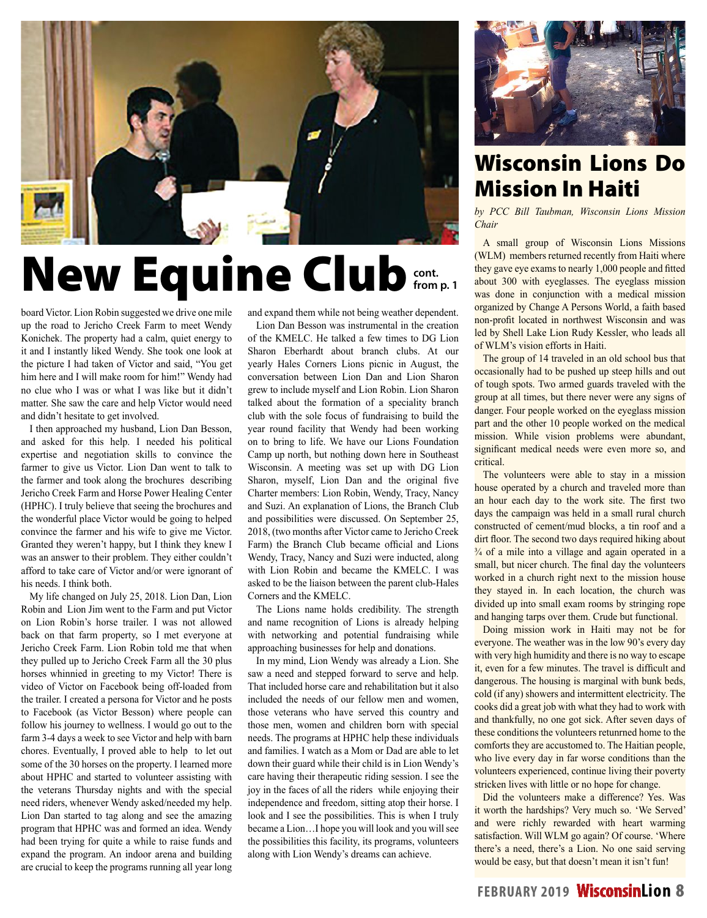# New Equine Club cont. from p. 1

board Victor. Lion Robin suggested we drive one mile up the road to Jericho Creek Farm to meet Wendy Konichek. The property had a calm, quiet energy to it and I instantly liked Wendy. She took one look at the picture I had taken of Victor and said, "You get him here and I will make room for him!" Wendy had no clue who I was or what I was like but it didn't matter. She saw the care and help Victor would need and didn't hesitate to get involved.

I then approached my husband, Lion Dan Besson, and asked for this help. I needed his political expertise and negotiation skills to convince the farmer to give us Victor. Lion Dan went to talk to the farmer and took along the brochures describing Jericho Creek Farm and Horse Power Healing Center (HPHC). I truly believe that seeing the brochures and the wonderful place Victor would be going to helped convince the farmer and his wife to give me Victor. Granted they weren't happy, but I think they knew I was an answer to their problem. They either couldn't afford to take care of Victor and/or were ignorant of his needs. I think both.

My life changed on July 25, 2018. Lion Dan, Lion Robin and Lion Jim went to the Farm and put Victor on Lion Robin's horse trailer. I was not allowed back on that farm property, so I met everyone at Jericho Creek Farm. Lion Robin told me that when they pulled up to Jericho Creek Farm all the 30 plus horses whinnied in greeting to my Victor! There is video of Victor on Facebook being off-loaded from the trailer. I created a persona for Victor and he posts to Facebook (as Victor Besson) where people can follow his journey to wellness. I would go out to the farm 3-4 days a week to see Victor and help with barn chores. Eventually, I proved able to help to let out some of the 30 horses on the property. I learned more about HPHC and started to volunteer assisting with the veterans Thursday nights and with the special need riders, whenever Wendy asked/needed my help. Lion Dan started to tag along and see the amazing program that HPHC was and formed an idea. Wendy had been trying for quite a while to raise funds and expand the program. An indoor arena and building are crucial to keep the programs running all year long and expand them while not being weather dependent.

Lion Dan Besson was instrumental in the creation of the KMELC. He talked a few times to DG Lion Sharon Eberhardt about branch clubs. At our yearly Hales Corners Lions picnic in August, the conversation between Lion Dan and Lion Sharon grew to include myself and Lion Robin. Lion Sharon talked about the formation of a speciality branch club with the sole focus of fundraising to build the year round facility that Wendy had been working on to bring to life. We have our Lions Foundation Camp up north, but nothing down here in Southeast Wisconsin. A meeting was set up with DG Lion Sharon, myself, Lion Dan and the original five Charter members: Lion Robin, Wendy, Tracy, Nancy and Suzi. An explanation of Lions, the Branch Club and possibilities were discussed. On September 25, 2018, (two months after Victor came to Jericho Creek Farm) the Branch Club became official and Lions Wendy, Tracy, Nancy and Suzi were inducted, along with Lion Robin and became the KMELC. I was asked to be the liaison between the parent club-Hales Corners and the KMELC.

The Lions name holds credibility. The strength and name recognition of Lions is already helping with networking and potential fundraising while approaching businesses for help and donations.

In my mind, Lion Wendy was already a Lion. She saw a need and stepped forward to serve and help. That included horse care and rehabilitation but it also included the needs of our fellow men and women, those veterans who have served this country and those men, women and children born with special needs. The programs at HPHC help these individuals and families. I watch as a Mom or Dad are able to let down their guard while their child is in Lion Wendy's care having their therapeutic riding session. I see the joy in the faces of all the riders while enjoying their independence and freedom, sitting atop their horse. I look and I see the possibilities. This is when I truly became a Lion…I hope you will look and you will see the possibilities this facility, its programs, volunteers along with Lion Wendy's dreams can achieve.

# Wisconsin Lions Do Mission In Haiti

*by PCC Bill Taubman, Wisconsin Lions Mission Chair*

A small group of Wisconsin Lions Missions (WLM) members returned recently from Haiti where they gave eye exams to nearly 1,000 people and fitted about 300 with eyeglasses. The eyeglass mission was done in conjunction with a medical mission organized by Change A Persons World, a faith based non-profit located in northwest Wisconsin and was led by Shell Lake Lion Rudy Kessler, who leads all of WLM's vision efforts in Haiti.

The group of 14 traveled in an old school bus that occasionally had to be pushed up steep hills and out of tough spots. Two armed guards traveled with the group at all times, but there never were any signs of danger. Four people worked on the eyeglass mission part and the other 10 people worked on the medical mission. While vision problems were abundant, significant medical needs were even more so, and critical.

The volunteers were able to stay in a mission house operated by a church and traveled more than an hour each day to the work site. The first two days the campaign was held in a small rural church constructed of cement/mud blocks, a tin roof and a dirt floor. The second two days required hiking about ¾ of a mile into a village and again operated in a small, but nicer church. The final day the volunteers worked in a church right next to the mission house they stayed in. In each location, the church was divided up into small exam rooms by stringing rope and hanging tarps over them. Crude but functional.

Doing mission work in Haiti may not be for everyone. The weather was in the low 90's every day with very high humidity and there is no way to escape it, even for a few minutes. The travel is difficult and dangerous. The housing is marginal with bunk beds, cold (if any) showers and intermittent electricity. The cooks did a great job with what they had to work with and thankfully, no one got sick. After seven days of these conditions the volunteers retunrned home to the comforts they are accustomed to. The Haitian people, who live every day in far worse conditions than the volunteers experienced, continue living their poverty stricken lives with little or no hope for change.

Did the volunteers make a difference? Yes. Was it worth the hardships? Very much so. 'We Served' and were richly rewarded with heart warming satisfaction. Will WLM go again? Of course. 'Where there's a need, there's a Lion. No one said serving would be easy, but that doesn't mean it isn't fun!